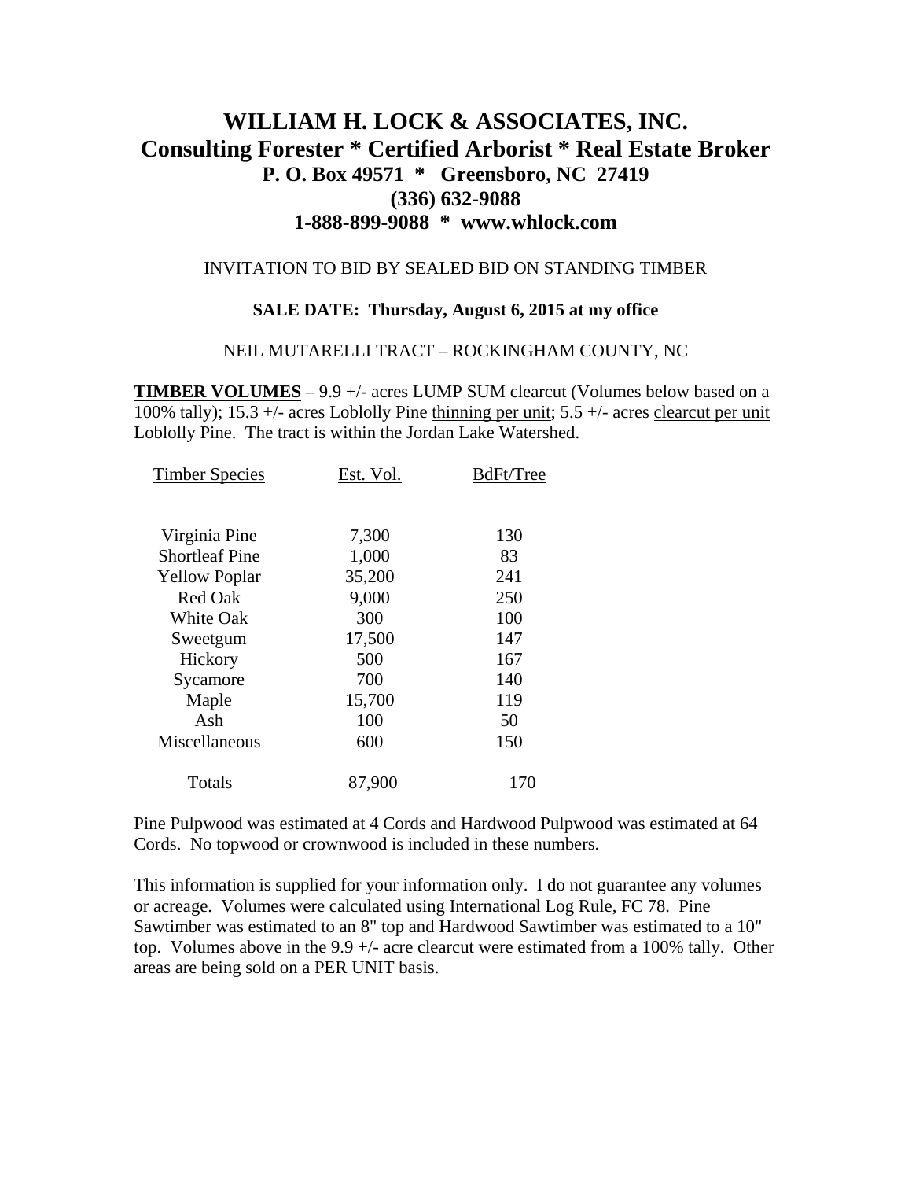# WILLIAM H. LOCK & ASSOCIATES, INC.
## Consulting Forester * Certified Arborist * Real Estate Broker
### P. O. Box 49571 * Greensboro, NC 27419
### (336) 632-9088
### 1-888-899-9088 * www.whlock.com

INVITATION TO BID BY SEALED BID ON STANDING TIMBER

**SALE DATE: Thursday, August 6, 2015 at my office**

NEIL MUTARELLI TRACT – ROCKINGHAM COUNTY, NC

**TIMBER VOLUMES** – 9.9 +/- acres LUMP SUM clearcut (Volumes below based on a 100% tally); 15.3 +/- acres Loblolly Pine thinning per unit; 5.5 +/- acres clearcut per unit Loblolly Pine. The tract is within the Jordan Lake Watershed.

| Timber Species | Est. Vol. | BdFt/Tree |
|---|---|---|
| Virginia Pine | 7,300 | 130 |
| Shortleaf Pine | 1,000 | 83 |
| Yellow Poplar | 35,200 | 241 |
| Red Oak | 9,000 | 250 |
| White Oak | 300 | 100 |
| Sweetgum | 17,500 | 147 |
| Hickory | 500 | 167 |
| Sycamore | 700 | 140 |
| Maple | 15,700 | 119 |
| Ash | 100 | 50 |
| Miscellaneous | 600 | 150 |
| Totals | 87,900 | 170 |

Pine Pulpwood was estimated at 4 Cords and Hardwood Pulpwood was estimated at 64 Cords. No topwood or crownwood is included in these numbers.

This information is supplied for your information only. I do not guarantee any volumes or acreage. Volumes were calculated using International Log Rule, FC 78. Pine Sawtimber was estimated to an 8" top and Hardwood Sawtimber was estimated to a 10" top. Volumes above in the 9.9 +/- acre clearcut were estimated from a 100% tally. Other areas are being sold on a PER UNIT basis.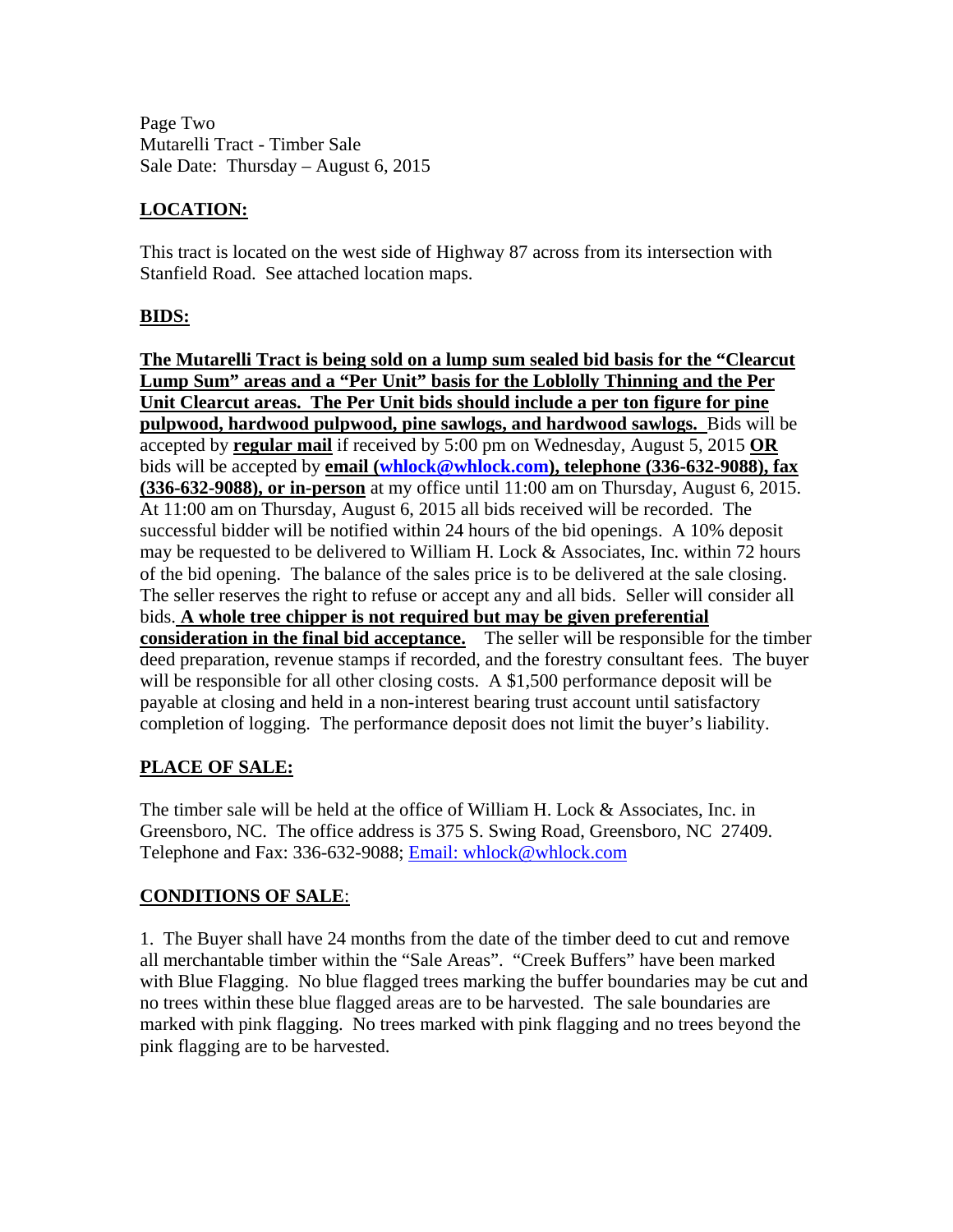Page Two
Mutarelli Tract - Timber Sale
Sale Date: Thursday – August 6, 2015

## LOCATION:

This tract is located on the west side of Highway 87 across from its intersection with Stanfield Road. See attached location maps.

## BIDS:

**The Mutarelli Tract is being sold on a lump sum sealed bid basis for the "Clearcut Lump Sum" areas and a "Per Unit" basis for the Loblolly Thinning and the Per Unit Clearcut areas. The Per Unit bids should include a per ton figure for pine pulpwood, hardwood pulpwood, pine sawlogs, and hardwood sawlogs.** Bids will be accepted by **regular mail** if received by 5:00 pm on Wednesday, August 5, 2015 **OR** bids will be accepted by **email (whlock@whlock.com), telephone (336-632-9088), fax (336-632-9088), or in-person** at my office until 11:00 am on Thursday, August 6, 2015. At 11:00 am on Thursday, August 6, 2015 all bids received will be recorded. The successful bidder will be notified within 24 hours of the bid openings. A 10% deposit may be requested to be delivered to William H. Lock & Associates, Inc. within 72 hours of the bid opening. The balance of the sales price is to be delivered at the sale closing. The seller reserves the right to refuse or accept any and all bids. Seller will consider all bids. **A whole tree chipper is not required but may be given preferential consideration in the final bid acceptance.** The seller will be responsible for the timber deed preparation, revenue stamps if recorded, and the forestry consultant fees. The buyer will be responsible for all other closing costs. A $1,500 performance deposit will be payable at closing and held in a non-interest bearing trust account until satisfactory completion of logging. The performance deposit does not limit the buyer's liability.

## PLACE OF SALE:

The timber sale will be held at the office of William H. Lock & Associates, Inc. in Greensboro, NC. The office address is 375 S. Swing Road, Greensboro, NC 27409. Telephone and Fax: 336-632-9088; Email: whlock@whlock.com

## CONDITIONS OF SALE:

1. The Buyer shall have 24 months from the date of the timber deed to cut and remove all merchantable timber within the "Sale Areas". "Creek Buffers" have been marked with Blue Flagging. No blue flagged trees marking the buffer boundaries may be cut and no trees within these blue flagged areas are to be harvested. The sale boundaries are marked with pink flagging. No trees marked with pink flagging and no trees beyond the pink flagging are to be harvested.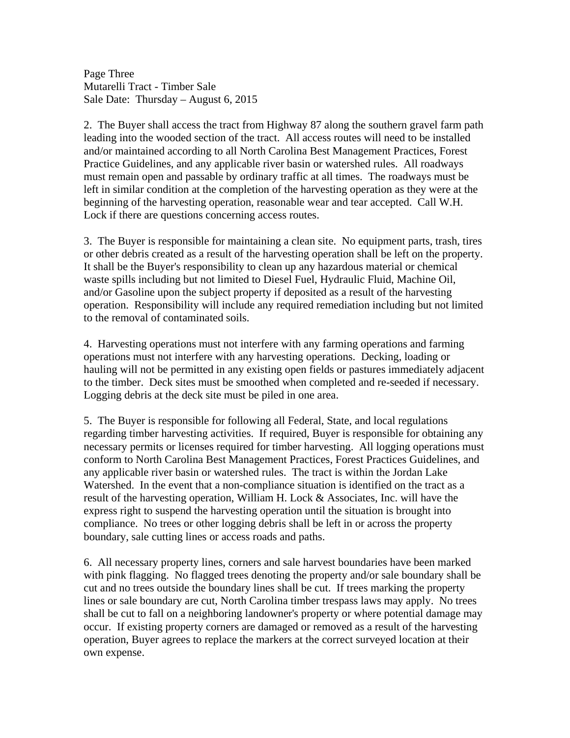2. The Buyer shall access the tract from Highway 87 along the southern gravel farm path leading into the wooded section of the tract. All access routes will need to be installed and/or maintained according to all North Carolina Best Management Practices, Forest Practice Guidelines, and any applicable river basin or watershed rules. All roadways must remain open and passable by ordinary traffic at all times. The roadways must be left in similar condition at the completion of the harvesting operation as they were at the beginning of the harvesting operation, reasonable wear and tear accepted. Call W.H. Lock if there are questions concerning access routes.

3. The Buyer is responsible for maintaining a clean site. No equipment parts, trash, tires or other debris created as a result of the harvesting operation shall be left on the property. It shall be the Buyer's responsibility to clean up any hazardous material or chemical waste spills including but not limited to Diesel Fuel, Hydraulic Fluid, Machine Oil, and/or Gasoline upon the subject property if deposited as a result of the harvesting operation. Responsibility will include any required remediation including but not limited to the removal of contaminated soils.

4. Harvesting operations must not interfere with any farming operations and farming operations must not interfere with any harvesting operations. Decking, loading or hauling will not be permitted in any existing open fields or pastures immediately adjacent to the timber. Deck sites must be smoothed when completed and re-seeded if necessary. Logging debris at the deck site must be piled in one area.

5. The Buyer is responsible for following all Federal, State, and local regulations regarding timber harvesting activities. If required, Buyer is responsible for obtaining any necessary permits or licenses required for timber harvesting. All logging operations must conform to North Carolina Best Management Practices, Forest Practices Guidelines, and any applicable river basin or watershed rules. The tract is within the Jordan Lake Watershed. In the event that a non-compliance situation is identified on the tract as a result of the harvesting operation, William H. Lock & Associates, Inc. will have the express right to suspend the harvesting operation until the situation is brought into compliance. No trees or other logging debris shall be left in or across the property boundary, sale cutting lines or access roads and paths.

6. All necessary property lines, corners and sale harvest boundaries have been marked with pink flagging. No flagged trees denoting the property and/or sale boundary shall be cut and no trees outside the boundary lines shall be cut. If trees marking the property lines or sale boundary are cut, North Carolina timber trespass laws may apply. No trees shall be cut to fall on a neighboring landowner's property or where potential damage may occur. If existing property corners are damaged or removed as a result of the harvesting operation, Buyer agrees to replace the markers at the correct surveyed location at their own expense.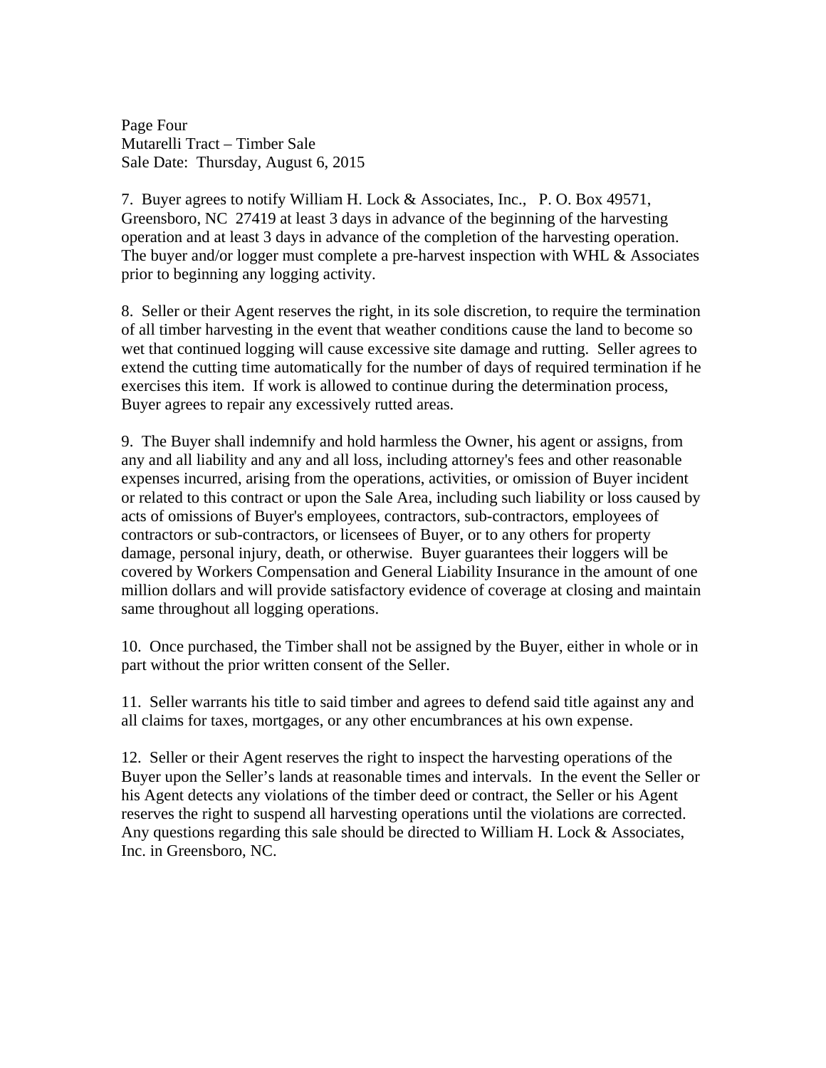7. Buyer agrees to notify William H. Lock & Associates, Inc., P. O. Box 49571, Greensboro, NC 27419 at least 3 days in advance of the beginning of the harvesting operation and at least 3 days in advance of the completion of the harvesting operation. The buyer and/or logger must complete a pre-harvest inspection with WHL & Associates prior to beginning any logging activity.

8. Seller or their Agent reserves the right, in its sole discretion, to require the termination of all timber harvesting in the event that weather conditions cause the land to become so wet that continued logging will cause excessive site damage and rutting. Seller agrees to extend the cutting time automatically for the number of days of required termination if he exercises this item. If work is allowed to continue during the determination process, Buyer agrees to repair any excessively rutted areas.

9. The Buyer shall indemnify and hold harmless the Owner, his agent or assigns, from any and all liability and any and all loss, including attorney's fees and other reasonable expenses incurred, arising from the operations, activities, or omission of Buyer incident or related to this contract or upon the Sale Area, including such liability or loss caused by acts of omissions of Buyer's employees, contractors, sub-contractors, employees of contractors or sub-contractors, or licensees of Buyer, or to any others for property damage, personal injury, death, or otherwise. Buyer guarantees their loggers will be covered by Workers Compensation and General Liability Insurance in the amount of one million dollars and will provide satisfactory evidence of coverage at closing and maintain same throughout all logging operations.

10. Once purchased, the Timber shall not be assigned by the Buyer, either in whole or in part without the prior written consent of the Seller.

11. Seller warrants his title to said timber and agrees to defend said title against any and all claims for taxes, mortgages, or any other encumbrances at his own expense.

12. Seller or their Agent reserves the right to inspect the harvesting operations of the Buyer upon the Seller's lands at reasonable times and intervals. In the event the Seller or his Agent detects any violations of the timber deed or contract, the Seller or his Agent reserves the right to suspend all harvesting operations until the violations are corrected. Any questions regarding this sale should be directed to William H. Lock & Associates, Inc. in Greensboro, NC.